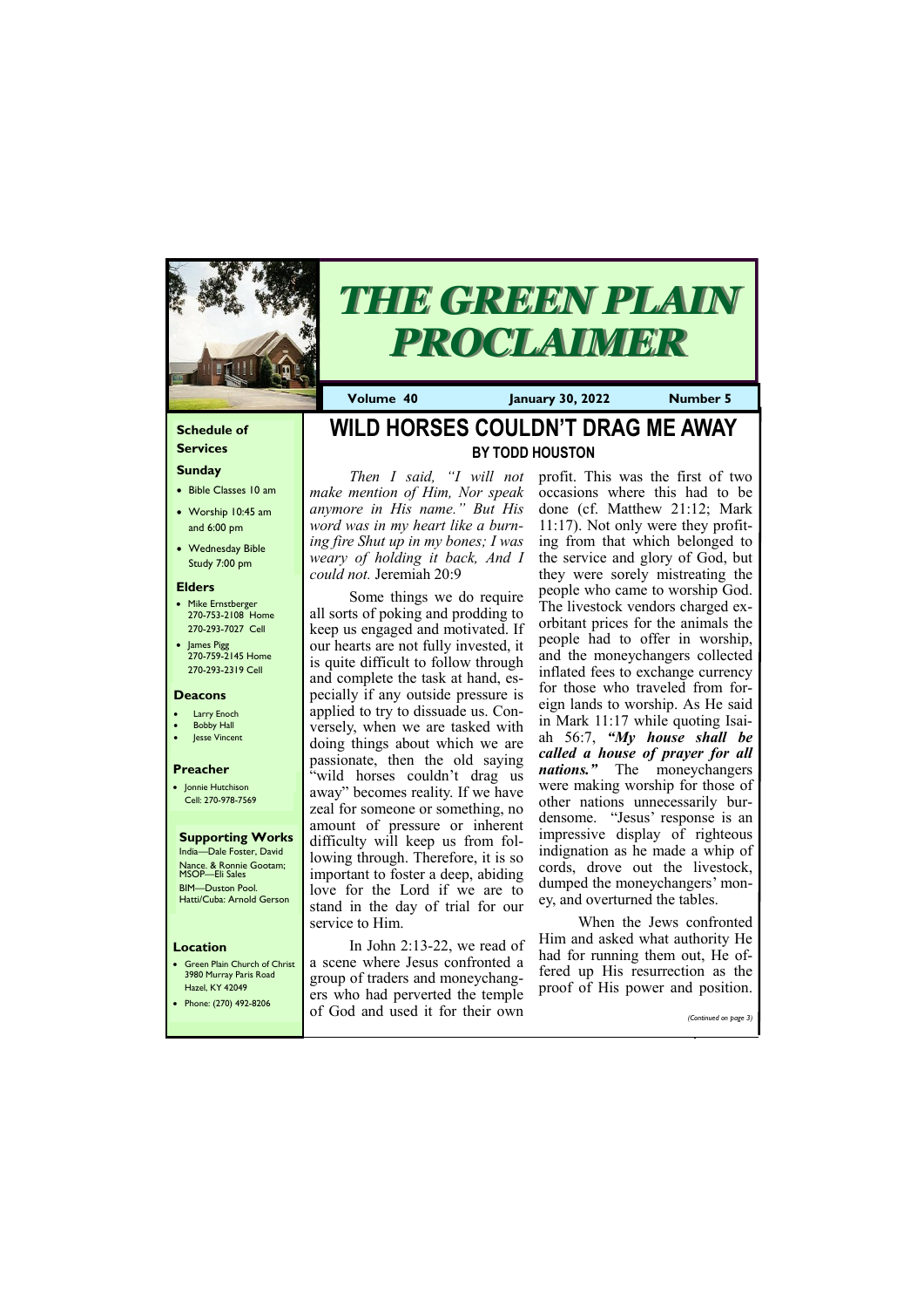# THE GREEN PLAIN PROCLAIMER

**Volume 40** | **January 30, 2022** | **Number 5**

### Schedule of Services

**Sunday**

- Bible Classes 10 am
- Worship 10:45 am and 6:00 pm
- Wednesday Bible Study 7:00 pm

**Elders**

- Mike Ernstberger 270-753-2108 Home 270-293-7027 Cell
- James Pigg 270-759-2145 Home 270-293-2319 Cell

**Deacons**

- Larry Enoch
- Bobby Hall
- Jesse Vincent

**Preacher**

- Jonnie Hutchison Cell: 270-978-7569

**Supporting Works**

India—Dale Foster, David Nance. & Ronnie Gootam; MSOP—Eli Sales
BIM—Duston Pool.
Hatti/Cuba: Arnold Gerson

**Location**

- Green Plain Church of Christ 3980 Murray Paris Road Hazel, KY 42049
- Phone: (270) 492-8206

# WILD HORSES COULDN'T DRAG ME AWAY

## BY TODD HOUSTON

*Then I said, "I will not make mention of Him, Nor speak anymore in His name." But His word was in my heart like a burning fire Shut up in my bones; I was weary of holding it back, And I could not.* Jeremiah 20:9

Some things we do require all sorts of poking and prodding to keep us engaged and motivated. If our hearts are not fully invested, it is quite difficult to follow through and complete the task at hand, especially if any outside pressure is applied to try to dissuade us. Conversely, when we are tasked with doing things about which we are passionate, then the old saying "wild horses couldn't drag us away" becomes reality. If we have zeal for someone or something, no amount of pressure or inherent difficulty will keep us from following through. Therefore, it is so important to foster a deep, abiding love for the Lord if we are to stand in the day of trial for our service to Him.

In John 2:13-22, we read of a scene where Jesus confronted a group of traders and moneychangers who had perverted the temple of God and used it for their own profit. This was the first of two occasions where this had to be done (cf. Matthew 21:12; Mark 11:17). Not only were they profiting from that which belonged to the service and glory of God, but they were sorely mistreating the people who came to worship God. The livestock vendors charged exorbitant prices for the animals the people had to offer in worship, and the moneychangers collected inflated fees to exchange currency for those who traveled from foreign lands to worship. As He said in Mark 11:17 while quoting Isaiah 56:7, ***"My house shall be called a house of prayer for all nations."*** The moneychangers were making worship for those of other nations unnecessarily burdensome. "Jesus' response is an impressive display of righteous indignation as he made a whip of cords, drove out the livestock, dumped the moneychangers' money, and overturned the tables.

When the Jews confronted Him and asked what authority He had for running them out, He offered up His resurrection as the proof of His power and position.

*(Continued on page 3)*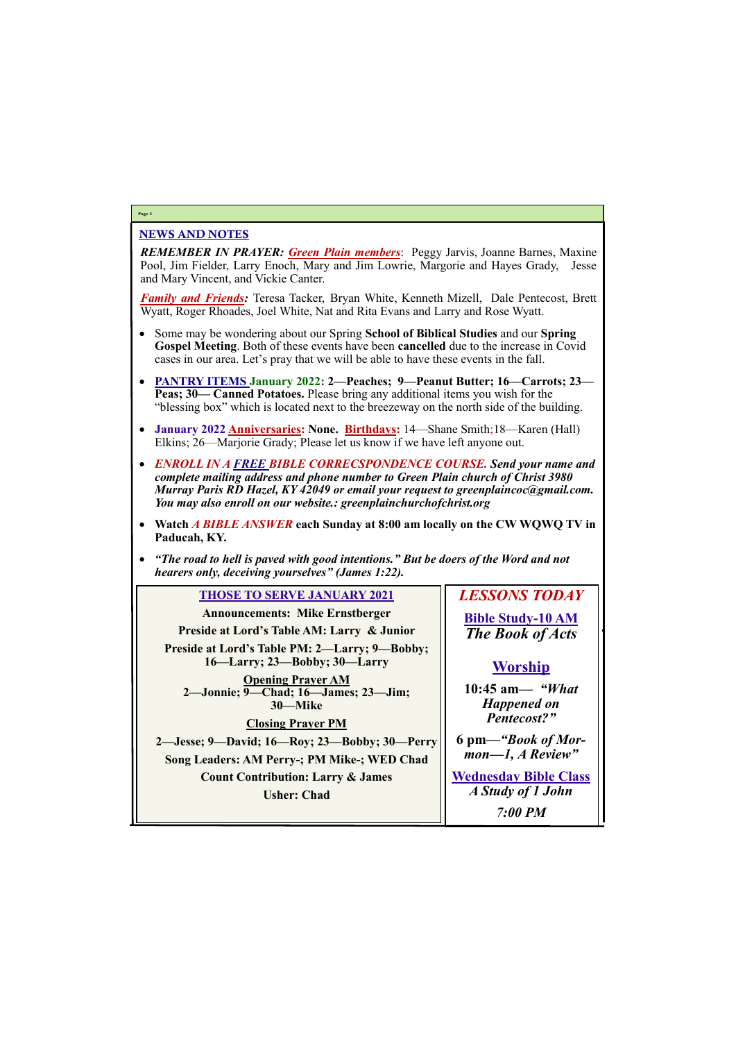## NEWS AND NOTES

***REMEMBER IN PRAYER:*** ***Green Plain members***: Peggy Jarvis, Joanne Barnes, Maxine Pool, Jim Fielder, Larry Enoch, Mary and Jim Lowrie, Margorie and Hayes Grady, Jesse and Mary Vincent, and Vickie Canter.

***Family and Friends:*** Teresa Tacker, Bryan White, Kenneth Mizell, Dale Pentecost, Brett Wyatt, Roger Rhoades, Joel White, Nat and Rita Evans and Larry and Rose Wyatt.

- Some may be wondering about our Spring **School of Biblical Studies** and our **Spring Gospel Meeting**. Both of these events have been **cancelled** due to the increase in Covid cases in our area. Let's pray that we will be able to have these events in the fall.
- **PANTRY ITEMS January 2022: 2—Peaches; 9—Peanut Butter; 16—Carrots; 23—Peas; 30— Canned Potatoes.** Please bring any additional items you wish for the "blessing box" which is located next to the breezeway on the north side of the building.
- **January 2022 Anniversaries: None. Birthdays:** 14—Shane Smith;18—Karen (Hall) Elkins; 26—Marjorie Grady; Please let us know if we have left anyone out.
- ***ENROLL IN A FREE BIBLE CORRECSPONDENCE COURSE. Send your name and complete mailing address and phone number to Green Plain church of Christ 3980 Murray Paris RD Hazel, KY 42049 or email your request to greenplaincoc@gmail.com. You may also enroll on our website.: greenplainchurchofchrist.org***
- **Watch *A BIBLE ANSWER* each Sunday at 8:00 am locally on the CW WQWQ TV in Paducah, KY.**
- ***"The road to hell is paved with good intentions." But be doers of the Word and not hearers only, deceiving yourselves" (James 1:22).***

### THOSE TO SERVE JANUARY 2021

**Announcements: Mike Ernstberger**

**Preside at Lord's Table AM: Larry & Junior**

**Preside at Lord's Table PM: 2—Larry; 9—Bobby; 16—Larry; 23—Bobby; 30—Larry**

**Opening Prayer AM**

**2—Jonnie; 9—Chad; 16—James; 23—Jim; 30—Mike**

**Closing Prayer PM**

**2—Jesse; 9—David; 16—Roy; 23—Bobby; 30—Perry**

**Song Leaders: AM Perry-; PM Mike-; WED Chad**

**Count Contribution: Larry & James**

**Usher: Chad**

### *LESSONS TODAY*

**Bible Study-10 AM**

***The Book of Acts***

**Worship**

**10:45 am— *"What Happened on Pentecost?"***

**6 pm—*"Book of Mormon—1, A Review"***

**Wednesday Bible Class**

***A Study of 1 John***

***7:00 PM***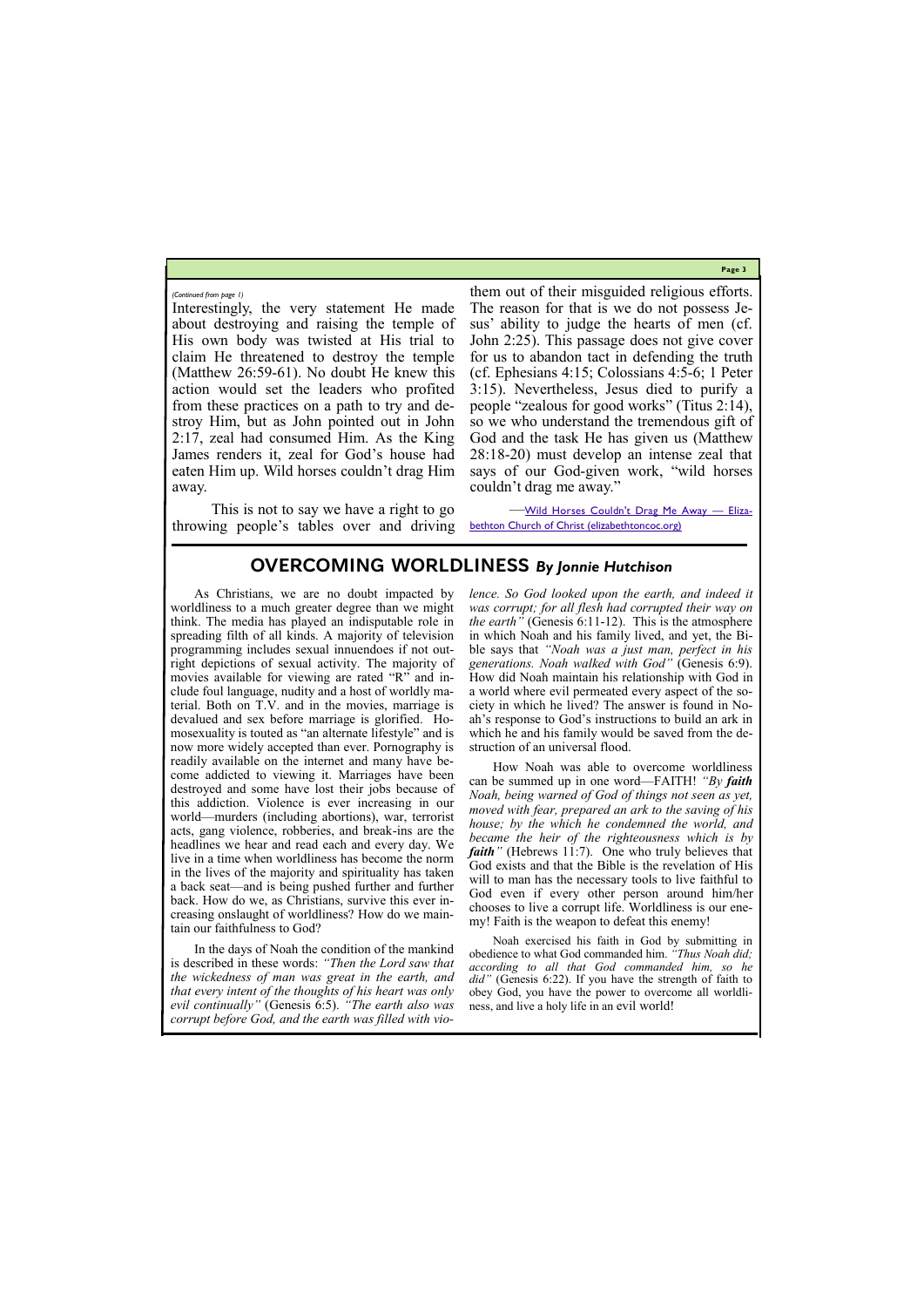*(Continued from page 1)*

Interestingly, the very statement He made about destroying and raising the temple of His own body was twisted at His trial to claim He threatened to destroy the temple (Matthew 26:59-61). No doubt He knew this action would set the leaders who profited from these practices on a path to try and destroy Him, but as John pointed out in John 2:17, zeal had consumed Him. As the King James renders it, zeal for God's house had eaten Him up. Wild horses couldn't drag Him away.

This is not to say we have a right to go throwing people's tables over and driving them out of their misguided religious efforts. The reason for that is we do not possess Jesus' ability to judge the hearts of men (cf. John 2:25). This passage does not give cover for us to abandon tact in defending the truth (cf. Ephesians 4:15; Colossians 4:5-6; 1 Peter 3:15). Nevertheless, Jesus died to purify a people "zealous for good works" (Titus 2:14), so we who understand the tremendous gift of God and the task He has given us (Matthew 28:18-20) must develop an intense zeal that says of our God-given work, "wild horses couldn't drag me away."

—Wild Horses Couldn't Drag Me Away — Elizabethton Church of Christ (elizabethtoncoc.org)

## OVERCOMING WORLDLINESS *By Jonnie Hutchison*

As Christians, we are no doubt impacted by worldliness to a much greater degree than we might think. The media has played an indisputable role in spreading filth of all kinds. A majority of television programming includes sexual innuendoes if not outright depictions of sexual activity. The majority of movies available for viewing are rated "R" and include foul language, nudity and a host of worldly material. Both on T.V. and in the movies, marriage is devalued and sex before marriage is glorified. Homosexuality is touted as "an alternate lifestyle" and is now more widely accepted than ever. Pornography is readily available on the internet and many have become addicted to viewing it. Marriages have been destroyed and some have lost their jobs because of this addiction. Violence is ever increasing in our world—murders (including abortions), war, terrorist acts, gang violence, robberies, and break-ins are the headlines we hear and read each and every day. We live in a time when worldliness has become the norm in the lives of the majority and spirituality has taken a back seat—and is being pushed further and further back. How do we, as Christians, survive this ever increasing onslaught of worldliness? How do we maintain our faithfulness to God?

In the days of Noah the condition of the mankind is described in these words: *"Then the Lord saw that the wickedness of man was great in the earth, and that every intent of the thoughts of his heart was only evil continually"* (Genesis 6:5). *"The earth also was corrupt before God, and the earth was filled with violence. So God looked upon the earth, and indeed it was corrupt; for all flesh had corrupted their way on the earth"* (Genesis 6:11-12). This is the atmosphere in which Noah and his family lived, and yet, the Bible says that *"Noah was a just man, perfect in his generations. Noah walked with God"* (Genesis 6:9). How did Noah maintain his relationship with God in a world where evil permeated every aspect of the society in which he lived? The answer is found in Noah's response to God's instructions to build an ark in which he and his family would be saved from the destruction of an universal flood.

How Noah was able to overcome worldliness can be summed up in one word—FAITH! *"By **faith** Noah, being warned of God of things not seen as yet, moved with fear, prepared an ark to the saving of his house; by the which he condemned the world, and became the heir of the righteousness which is by **faith**"* (Hebrews 11:7). One who truly believes that God exists and that the Bible is the revelation of His will to man has the necessary tools to live faithful to God even if every other person around him/her chooses to live a corrupt life. Worldliness is our enemy! Faith is the weapon to defeat this enemy!

Noah exercised his faith in God by submitting in obedience to what God commanded him. *"Thus Noah did; according to all that God commanded him, so he did"* (Genesis 6:22). If you have the strength of faith to obey God, you have the power to overcome all worldliness, and live a holy life in an evil world!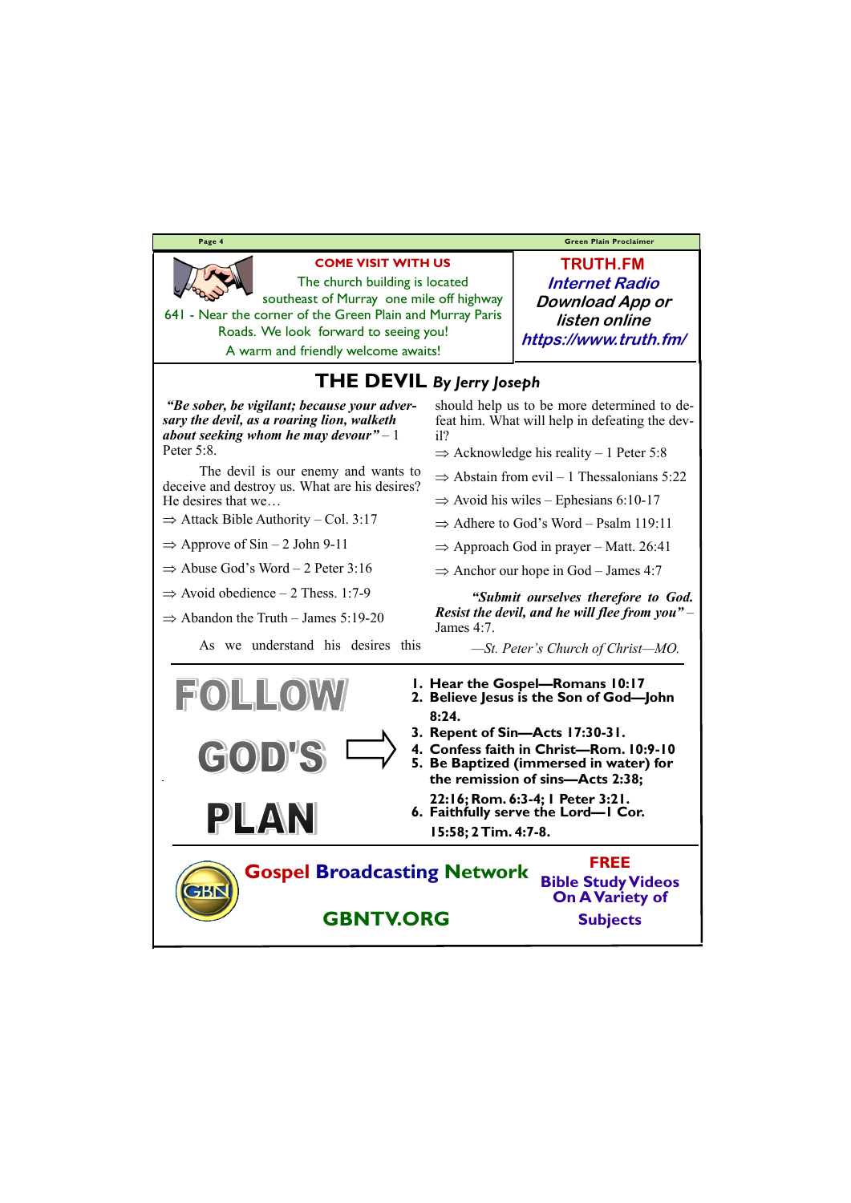**COME VISIT WITH US**

The church building is located southeast of Murray one mile off highway 641 - Near the corner of the Green Plain and Murray Paris Roads. We look forward to seeing you!

A warm and friendly welcome awaits!

**TRUTH.FM**

*Internet Radio*

*Download App or listen online*

*https://www.truth.fm/*

## THE DEVIL *By Jerry Joseph*

***"Be sober, be vigilant; because your adversary the devil, as a roaring lion, walketh about seeking whom he may devour"*** – 1 Peter 5:8.

The devil is our enemy and wants to deceive and destroy us. What are his desires? He desires that we…

- ⇒ Attack Bible Authority – Col. 3:17
- ⇒ Approve of Sin – 2 John 9-11
- ⇒ Abuse God's Word – 2 Peter 3:16
- ⇒ Avoid obedience – 2 Thess. 1:7-9
- ⇒ Abandon the Truth – James 5:19-20

As we understand his desires this should help us to be more determined to defeat him. What will help in defeating the devil?

- ⇒ Acknowledge his reality – 1 Peter 5:8
- ⇒ Abstain from evil – 1 Thessalonians 5:22
- ⇒ Avoid his wiles – Ephesians 6:10-17
- ⇒ Adhere to God's Word – Psalm 119:11
- ⇒ Approach God in prayer – Matt. 26:41
- ⇒ Anchor our hope in God – James 4:7

***"Submit ourselves therefore to God. Resist the devil, and he will flee from you"*** – James 4:7.

*—St. Peter's Church of Christ—MO.*

## FOLLOW GOD'S PLAN

1. **Hear the Gospel—Romans 10:17**
2. **Believe Jesus is the Son of God—John 8:24.**
3. **Repent of Sin—Acts 17:30-31.**
4. **Confess faith in Christ—Rom. 10:9-10**
5. **Be Baptized (immersed in water) for the remission of sins—Acts 2:38; 22:16; Rom. 6:3-4; I Peter 3:21.**
6. **Faithfully serve the Lord—I Cor. 15:58; 2 Tim. 4:7-8.**

**Gospel Broadcasting Network**

**GBNTV.ORG**

**FREE**

**Bible Study Videos On A Variety of Subjects**